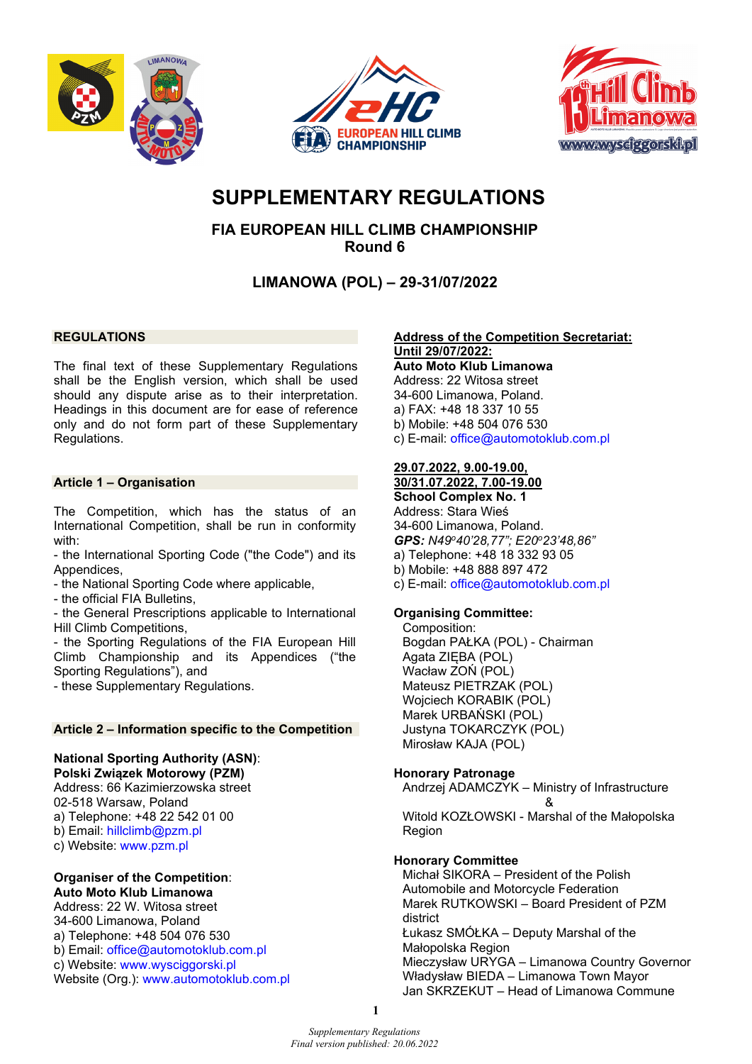# SUPPLEMENTARY REGULATIONS

## FIA EUROPEAN HILL CLIMB CHAMPIONSHIP
## Round 6

## LIMANOWA (POL) – 29-31/07/2022

### REGULATIONS

The final text of these Supplementary Regulations shall be the English version, which shall be used should any dispute arise as to their interpretation. Headings in this document are for ease of reference only and do not form part of these Supplementary Regulations.

### Article 1 – Organisation

The Competition, which has the status of an International Competition, shall be run in conformity with:
- the International Sporting Code ("the Code") and its Appendices,
- the National Sporting Code where applicable,
- the official FIA Bulletins,
- the General Prescriptions applicable to International Hill Climb Competitions,
- the Sporting Regulations of the FIA European Hill Climb Championship and its Appendices ("the Sporting Regulations"), and
- these Supplementary Regulations.

### Article 2 – Information specific to the Competition

**National Sporting Authority (ASN)**:
**Polski Związek Motorowy (PZM)**
Address: 66 Kazimierzowska street
02-518 Warsaw, Poland
a) Telephone: +48 22 542 01 00
b) Email: hillclimb@pzm.pl
c) Website: www.pzm.pl

**Organiser of the Competition**:
**Auto Moto Klub Limanowa**
Address: 22 W. Witosa street
34-600 Limanowa, Poland
a) Telephone: +48 504 076 530
b) Email: office@automotoklub.com.pl
c) Website: www.wysciggorski.pl
Website (Org.): www.automotoklub.com.pl

**Address of the Competition Secretariat:**
**Until 29/07/2022:**
**Auto Moto Klub Limanowa**
Address: 22 Witosa street
34-600 Limanowa, Poland.
a) FAX: +48 18 337 10 55
b) Mobile: +48 504 076 530
c) E-mail: office@automotoklub.com.pl

**29.07.2022, 9.00-19.00,**
**30/31.07.2022, 7.00-19.00**
**School Complex No. 1**
Address: Stara Wieś
34-600 Limanowa, Poland.
***GPS:*** *N49°40'28,77"; E20°23'48,86"*
a) Telephone: +48 18 332 93 05
b) Mobile: +48 888 897 472
c) E-mail: office@automotoklub.com.pl

**Organising Committee:**
Composition:
Bogdan PAŁKA (POL) - Chairman
Agata ZIĘBA (POL)
Wacław ZOŃ (POL)
Mateusz PIETRZAK (POL)
Wojciech KORABIK (POL)
Marek URBAŃSKI (POL)
Justyna TOKARCZYK (POL)
Mirosław KAJA (POL)

**Honorary Patronage**
Andrzej ADAMCZYK – Ministry of Infrastructure
&
Witold KOZŁOWSKI - Marshal of the Małopolska Region

**Honorary Committee**
Michał SIKORA – President of the Polish Automobile and Motorcycle Federation
Marek RUTKOWSKI – Board President of PZM district
Łukasz SMÓŁKA – Deputy Marshal of the Małopolska Region
Mieczysław URYGA – Limanowa Country Governor
Władysław BIEDA – Limanowa Town Mayor
Jan SKRZEKUT – Head of Limanowa Commune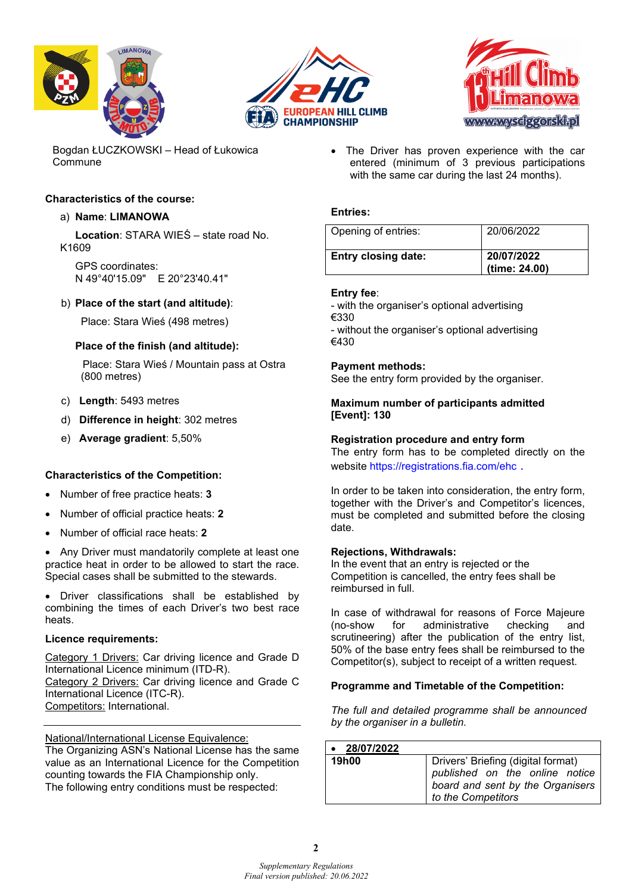Bogdan ŁUCZKOWSKI – Head of Łukowica Commune

**Characteristics of the course:**

a) **Name**: **LIMANOWA**

**Location**: STARA WIEŚ – state road No. K1609

GPS coordinates:
N 49°40'15.09" E 20°23'40.41"

b) **Place of the start (and altitude)**:

Place: Stara Wieś (498 metres)

**Place of the finish (and altitude):**

Place: Stara Wieś / Mountain pass at Ostra (800 metres)

c) **Length**: 5493 metres

d) **Difference in height**: 302 metres

e) **Average gradient**: 5,50%

**Characteristics of the Competition:**

- Number of free practice heats: **3**
- Number of official practice heats: **2**
- Number of official race heats: **2**
- Any Driver must mandatorily complete at least one practice heat in order to be allowed to start the race. Special cases shall be submitted to the stewards.
- Driver classifications shall be established by combining the times of each Driver's two best race heats.

**Licence requirements:**

Category 1 Drivers: Car driving licence and Grade D International Licence minimum (ITD-R).
Category 2 Drivers: Car driving licence and Grade C International Licence (ITC-R).
Competitors: International.

National/International License Equivalence:
The Organizing ASN's National License has the same value as an International Licence for the Competition counting towards the FIA Championship only.
The following entry conditions must be respected:

- The Driver has proven experience with the car entered (minimum of 3 previous participations with the same car during the last 24 months).

**Entries:**

| Opening of entries: | 20/06/2022 |
|---|---|
| **Entry closing date:** | **20/07/2022 (time: 24.00)** |

**Entry fee**:
- with the organiser's optional advertising €330
- without the organiser's optional advertising €430

**Payment methods:**
See the entry form provided by the organiser.

**Maximum number of participants admitted [Event]: 130**

**Registration procedure and entry form**
The entry form has to be completed directly on the website https://registrations.fia.com/ehc .

In order to be taken into consideration, the entry form, together with the Driver's and Competitor's licences, must be completed and submitted before the closing date.

**Rejections, Withdrawals:**
In the event that an entry is rejected or the Competition is cancelled, the entry fees shall be reimbursed in full.

In case of withdrawal for reasons of Force Majeure (no-show for administrative checking and scrutineering) after the publication of the entry list, 50% of the base entry fees shall be reimbursed to the Competitor(s), subject to receipt of a written request.

**Programme and Timetable of the Competition:**

*The full and detailed programme shall be announced by the organiser in a bulletin.*

| • **28/07/2022** | |
|---|---|
| **19h00** | Drivers' Briefing (digital format) *published on the online notice board and sent by the Organisers to the Competitors* |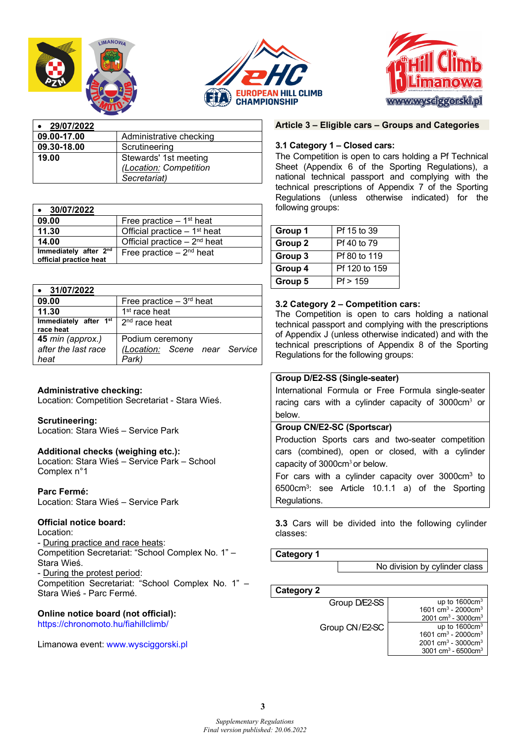| • 29/07/2022 | |
|---|---|
| **09.00-17.00** | Administrative checking |
| **09.30-18.00** | Scrutineering |
| **19.00** | Stewards' 1st meeting (*Location:* *Competition Secretariat)* |

| • 30/07/2022 | |
|---|---|
| **09.00** | Free practice – 1st heat |
| **11.30** | Official practice – 1st heat |
| **14.00** | Official practice – 2nd heat |
| **Immediately after 2nd official practice heat** | Free practice – 2nd heat |

| • 31/07/2022 | |
|---|---|
| **09.00** | Free practice – 3rd heat |
| **11.30** | 1st race heat |
| **Immediately after 1st race heat** | 2nd race heat |
| ***45** min (approx.) after the last race heat* | Podium ceremony *(Location: Scene near Service Park)* |

**Administrative checking:**
Location: Competition Secretariat - Stara Wieś.

**Scrutineering:**
Location: Stara Wieś – Service Park

**Additional checks (weighing etc.):**
Location: Stara Wieś – Service Park – School Complex n°1

**Parc Fermé:**
Location: Stara Wieś – Service Park

**Official notice board:**
Location:
- During practice and race heats:
Competition Secretariat: "School Complex No. 1" – Stara Wieś.
- During the protest period:
Competition Secretariat: "School Complex No. 1" – Stara Wieś - Parc Fermé.

**Online notice board (not official):**
https://chronomoto.hu/fiahillclimb/

Limanowa event: www.wysciggorski.pl

## Article 3 – Eligible cars – Groups and Categories

**3.1 Category 1 – Closed cars:**
The Competition is open to cars holding a Pf Technical Sheet (Appendix 6 of the Sporting Regulations), a national technical passport and complying with the technical prescriptions of Appendix 7 of the Sporting Regulations (unless otherwise indicated) for the following groups:

| Group | Pf |
|---|---|
| **Group 1** | Pf 15 to 39 |
| **Group 2** | Pf 40 to 79 |
| **Group 3** | Pf 80 to 119 |
| **Group 4** | Pf 120 to 159 |
| **Group 5** | Pf > 159 |

**3.2 Category 2 – Competition cars:**
The Competition is open to cars holding a national technical passport and complying with the prescriptions of Appendix J (unless otherwise indicated) and with the technical prescriptions of Appendix 8 of the Sporting Regulations for the following groups:

| **Group D/E2-SS (Single-seater)** |
|---|
| International Formula or Free Formula single-seater racing cars with a cylinder capacity of 3000cm³ or below. |
| **Group CN/E2-SC (Sportscar)** |
| Production Sports cars and two-seater competition cars (combined), open or closed, with a cylinder capacity of 3000cm³ or below. For cars with a cylinder capacity over 3000cm³ to 6500cm³: see Article 10.1.1 a) of the Sporting Regulations. |

**3.3** Cars will be divided into the following cylinder classes:

| **Category 1** | |
|---|---|
| | No division by cylinder class |

| **Category 2** | |
|---|---|
| Group D/E2-SS | up to 1600cm³ |
| | 1601 cm³ - 2000cm³ |
| | 2001 cm³ - 3000cm³ |
| Group CN/E2-SC | up to 1600cm³ |
| | 1601 cm³ - 2000cm³ |
| | 2001 cm³ - 3000cm³ |
| | 3001 cm³ - 6500cm³ |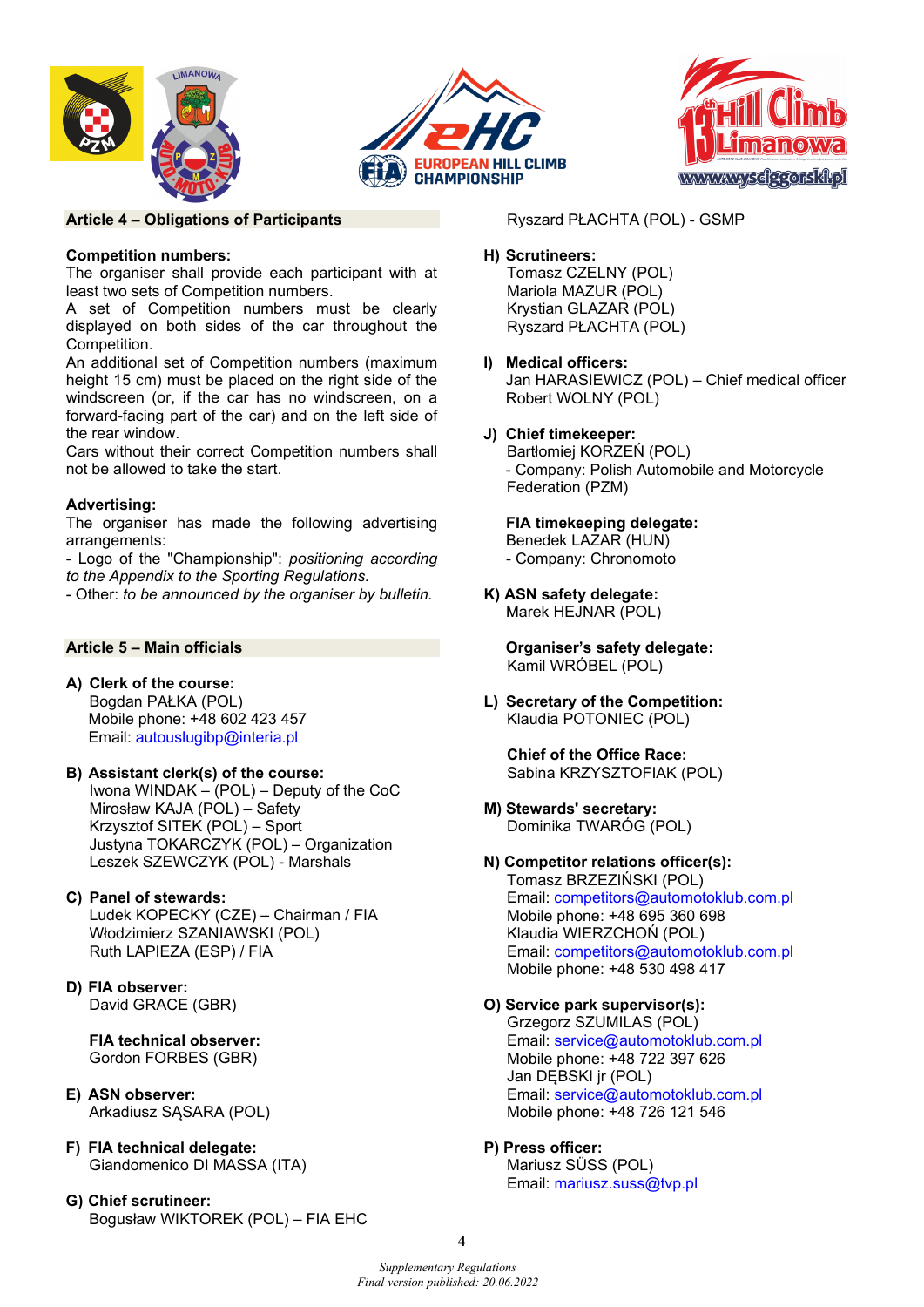## Article 4 – Obligations of Participants

**Competition numbers:**
The organiser shall provide each participant with at least two sets of Competition numbers.
A set of Competition numbers must be clearly displayed on both sides of the car throughout the Competition.
An additional set of Competition numbers (maximum height 15 cm) must be placed on the right side of the windscreen (or, if the car has no windscreen, on a forward-facing part of the car) and on the left side of the rear window.
Cars without their correct Competition numbers shall not be allowed to take the start.

**Advertising:**
The organiser has made the following advertising arrangements:
- Logo of the "Championship": *positioning according to the Appendix to the Sporting Regulations.*
- Other: *to be announced by the organiser by bulletin.*

## Article 5 – Main officials

**A) Clerk of the course:**
Bogdan PAŁKA (POL)
Mobile phone: +48 602 423 457
Email: autouslugibp@interia.pl

**B) Assistant clerk(s) of the course:**
Iwona WINDAK – (POL) – Deputy of the CoC
Mirosław KAJA (POL) – Safety
Krzysztof SITEK (POL) – Sport
Justyna TOKARCZYK (POL) – Organization
Leszek SZEWCZYK (POL) - Marshals

**C) Panel of stewards:**
Ludek KOPECKY (CZE) – Chairman / FIA
Włodzimierz SZANIAWSKI (POL)
Ruth LAPIEZA (ESP) / FIA

**D) FIA observer:**
David GRACE (GBR)

**FIA technical observer:**
Gordon FORBES (GBR)

**E) ASN observer:**
Arkadiusz SĄSARA (POL)

**F) FIA technical delegate:**
Giandomenico DI MASSA (ITA)

**G) Chief scrutineer:**
Bogusław WIKTOREK (POL) – FIA EHC
Ryszard PŁACHTA (POL) - GSMP

**H) Scrutineers:**
Tomasz CZELNY (POL)
Mariola MAZUR (POL)
Krystian GLAZAR (POL)
Ryszard PŁACHTA (POL)

**I) Medical officers:**
Jan HARASIEWICZ (POL) – Chief medical officer
Robert WOLNY (POL)

**J) Chief timekeeper:**
Bartłomiej KORZEŃ (POL)
- Company: Polish Automobile and Motorcycle Federation (PZM)

**FIA timekeeping delegate:**
Benedek LAZAR (HUN)
- Company: Chronomoto

**K) ASN safety delegate:**
Marek HEJNAR (POL)

**Organiser's safety delegate:**
Kamil WRÓBEL (POL)

**L) Secretary of the Competition:**
Klaudia POTONIEC (POL)

**Chief of the Office Race:**
Sabina KRZYSZTOFIAK (POL)

**M) Stewards' secretary:**
Dominika TWARÓG (POL)

**N) Competitor relations officer(s):**
Tomasz BRZEZIŃSKI (POL)
Email: competitors@automotoklub.com.pl
Mobile phone: +48 695 360 698
Klaudia WIERZCHOŃ (POL)
Email: competitors@automotoklub.com.pl
Mobile phone: +48 530 498 417

**O) Service park supervisor(s):**
Grzegorz SZUMILAS (POL)
Email: service@automotoklub.com.pl
Mobile phone: +48 722 397 626
Jan DĘBSKI jr (POL)
Email: service@automotoklub.com.pl
Mobile phone: +48 726 121 546

**P) Press officer:**
Mariusz SÜSS (POL)
Email: mariusz.suss@tvp.pl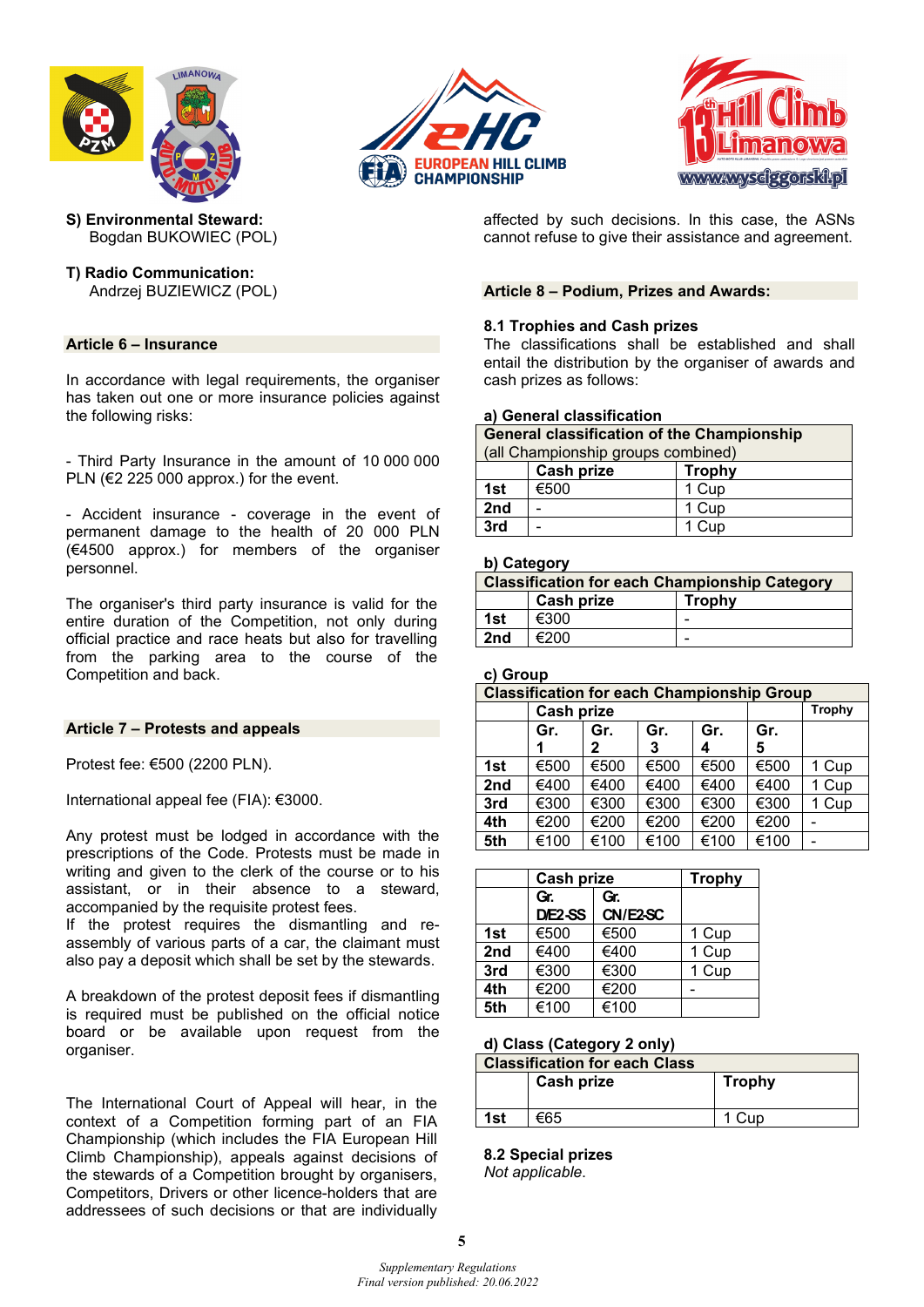**S) Environmental Steward:**
Bogdan BUKOWIEC (POL)

**T) Radio Communication:**
Andrzej BUZIEWICZ (POL)

## Article 6 – Insurance

In accordance with legal requirements, the organiser has taken out one or more insurance policies against the following risks:

- Third Party Insurance in the amount of 10 000 000 PLN (€2 225 000 approx.) for the event.

- Accident insurance - coverage in the event of permanent damage to the health of 20 000 PLN (€4500 approx.) for members of the organiser personnel.

The organiser's third party insurance is valid for the entire duration of the Competition, not only during official practice and race heats but also for travelling from the parking area to the course of the Competition and back.

## Article 7 – Protests and appeals

Protest fee: €500 (2200 PLN).

International appeal fee (FIA): €3000.

Any protest must be lodged in accordance with the prescriptions of the Code. Protests must be made in writing and given to the clerk of the course or to his assistant, or in their absence to a steward, accompanied by the requisite protest fees.
If the protest requires the dismantling and re-assembly of various parts of a car, the claimant must also pay a deposit which shall be set by the stewards.

A breakdown of the protest deposit fees if dismantling is required must be published on the official notice board or be available upon request from the organiser.

The International Court of Appeal will hear, in the context of a Competition forming part of an FIA Championship (which includes the FIA European Hill Climb Championship), appeals against decisions of the stewards of a Competition brought by organisers, Competitors, Drivers or other licence-holders that are addressees of such decisions or that are individually affected by such decisions. In this case, the ASNs cannot refuse to give their assistance and agreement.

## Article 8 – Podium, Prizes and Awards:

### 8.1 Trophies and Cash prizes

The classifications shall be established and shall entail the distribution by the organiser of awards and cash prizes as follows:

**a) General classification**

| **General classification of the Championship** (all Championship groups combined) | | |
|---|---|---|
| | **Cash prize** | **Trophy** |
| **1st** | €500 | 1 Cup |
| **2nd** | - | 1 Cup |
| **3rd** | - | 1 Cup |

**b) Category**

| **Classification for each Championship Category** | | |
|---|---|---|
| | **Cash prize** | **Trophy** |
| **1st** | €300 | - |
| **2nd** | €200 | - |

**c) Group**

| **Classification for each Championship Group** | | | | | | |
|---|---|---|---|---|---|---|
| | **Cash prize** | | | | | **Trophy** |
| | **Gr. 1** | **Gr. 2** | **Gr. 3** | **Gr. 4** | **Gr. 5** | |
| **1st** | €500 | €500 | €500 | €500 | €500 | 1 Cup |
| **2nd** | €400 | €400 | €400 | €400 | €400 | 1 Cup |
| **3rd** | €300 | €300 | €300 | €300 | €300 | 1 Cup |
| **4th** | €200 | €200 | €200 | €200 | €200 | - |
| **5th** | €100 | €100 | €100 | €100 | €100 | - |

| | **Cash prize** | | **Trophy** |
|---|---|---|---|
| | **Gr. D/E2-SS** | **Gr. CN/E2-SC** | |
| **1st** | €500 | €500 | 1 Cup |
| **2nd** | €400 | €400 | 1 Cup |
| **3rd** | €300 | €300 | 1 Cup |
| **4th** | €200 | €200 | - |
| **5th** | €100 | €100 | |

**d) Class (Category 2 only)**

| **Classification for each Class** | | |
|---|---|---|
| | **Cash prize** | **Trophy** |
| **1st** | €65 | 1 Cup |

### 8.2 Special prizes

*Not applicable.*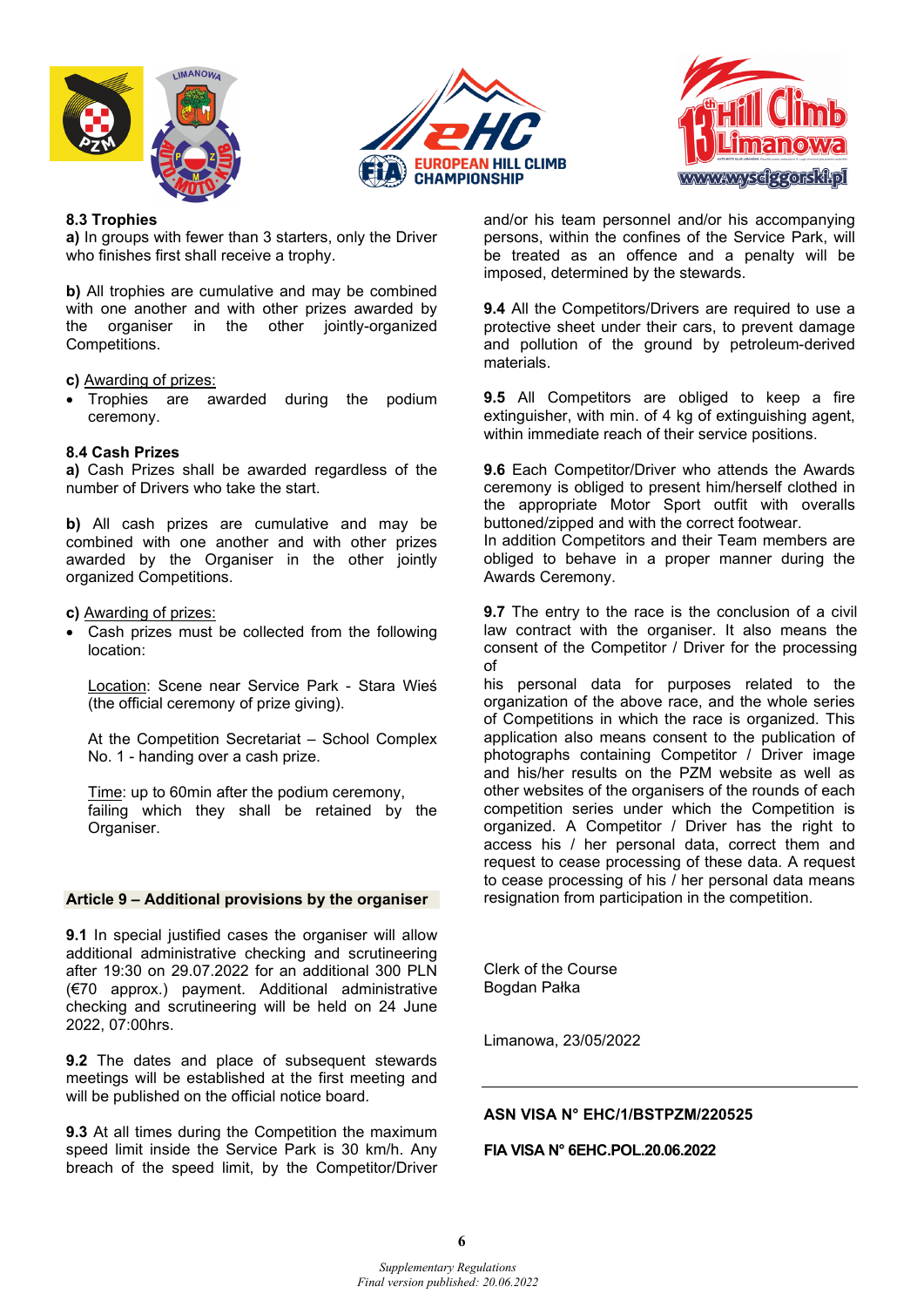### 8.3 Trophies

**a)** In groups with fewer than 3 starters, only the Driver who finishes first shall receive a trophy.

**b)** All trophies are cumulative and may be combined with one another and with other prizes awarded by the organiser in the other jointly-organized Competitions.

**c)** Awarding of prizes:

- Trophies are awarded during the podium ceremony.

### 8.4 Cash Prizes

**a)** Cash Prizes shall be awarded regardless of the number of Drivers who take the start.

**b)** All cash prizes are cumulative and may be combined with one another and with other prizes awarded by the Organiser in the other jointly organized Competitions.

**c)** Awarding of prizes:

- Cash prizes must be collected from the following location:

  Location: Scene near Service Park - Stara Wieś (the official ceremony of prize giving).

  At the Competition Secretariat – School Complex No. 1 - handing over a cash prize.

  Time: up to 60min after the podium ceremony, failing which they shall be retained by the Organiser.

## Article 9 – Additional provisions by the organiser

**9.1** In special justified cases the organiser will allow additional administrative checking and scrutineering after 19:30 on 29.07.2022 for an additional 300 PLN (€70 approx.) payment. Additional administrative checking and scrutineering will be held on 24 June 2022, 07:00hrs.

**9.2** The dates and place of subsequent stewards meetings will be established at the first meeting and will be published on the official notice board.

**9.3** At all times during the Competition the maximum speed limit inside the Service Park is 30 km/h. Any breach of the speed limit, by the Competitor/Driver and/or his team personnel and/or his accompanying persons, within the confines of the Service Park, will be treated as an offence and a penalty will be imposed, determined by the stewards.

**9.4** All the Competitors/Drivers are required to use a protective sheet under their cars, to prevent damage and pollution of the ground by petroleum-derived materials.

**9.5** All Competitors are obliged to keep a fire extinguisher, with min. of 4 kg of extinguishing agent, within immediate reach of their service positions.

**9.6** Each Competitor/Driver who attends the Awards ceremony is obliged to present him/herself clothed in the appropriate Motor Sport outfit with overalls buttoned/zipped and with the correct footwear.
In addition Competitors and their Team members are obliged to behave in a proper manner during the Awards Ceremony.

**9.7** The entry to the race is the conclusion of a civil law contract with the organiser. It also means the consent of the Competitor / Driver for the processing of his personal data for purposes related to the organization of the above race, and the whole series of Competitions in which the race is organized. This application also means consent to the publication of photographs containing Competitor / Driver image and his/her results on the PZM website as well as other websites of the organisers of the rounds of each competition series under which the Competition is organized. A Competitor / Driver has the right to access his / her personal data, correct them and request to cease processing of these data. A request to cease processing of his / her personal data means resignation from participation in the competition.

Clerk of the Course
Bogdan Pałka

Limanowa, 23/05/2022

---

**ASN VISA N° EHC/1/BSTPZM/220525**

**FIA VISA N° 6EHC.POL.20.06.2022**